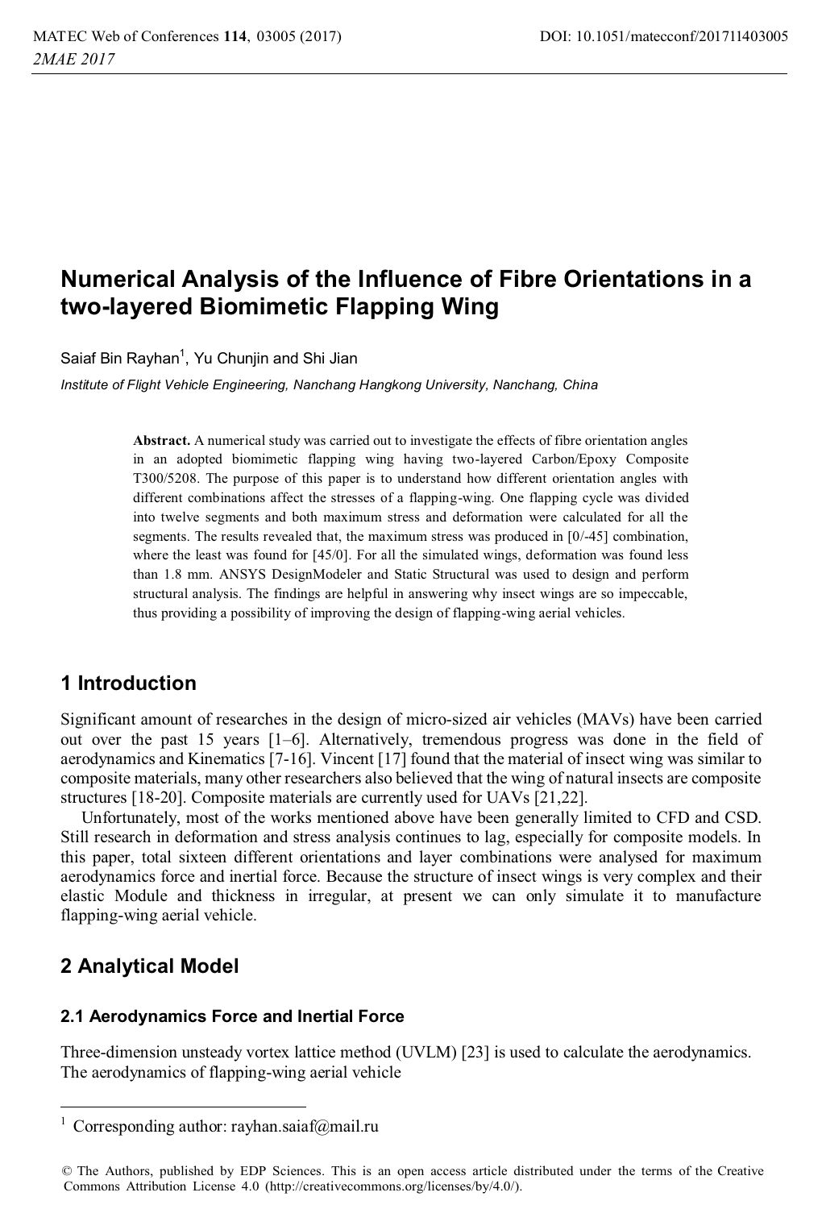# Numerical Analysis of the Influence of Fibre Orientations in a two-layered Biomimetic Flapping Wing

Saiaf Bin Rayhan[1], Yu Chunjin and Shi Jian

*Institute of Flight Vehicle Engineering, Nanchang Hangkong University, Nanchang, China*

**Abstract.** A numerical study was carried out to investigate the effects of fibre orientation angles in an adopted biomimetic flapping wing having two-layered Carbon/Epoxy Composite T300/5208. The purpose of this paper is to understand how different orientation angles with different combinations affect the stresses of a flapping-wing. One flapping cycle was divided into twelve segments and both maximum stress and deformation were calculated for all the segments. The results revealed that, the maximum stress was produced in [0/-45] combination, where the least was found for [45/0]. For all the simulated wings, deformation was found less than 1.8 mm. ANSYS DesignModeler and Static Structural was used to design and perform structural analysis. The findings are helpful in answering why insect wings are so impeccable, thus providing a possibility of improving the design of flapping-wing aerial vehicles.

## 1 Introduction

Significant amount of researches in the design of micro-sized air vehicles (MAVs) have been carried out over the past 15 years [1–6]. Alternatively, tremendous progress was done in the field of aerodynamics and Kinematics [7-16]. Vincent [17] found that the material of insect wing was similar to composite materials, many other researchers also believed that the wing of natural insects are composite structures [18-20]. Composite materials are currently used for UAVs [21,22].

Unfortunately, most of the works mentioned above have been generally limited to CFD and CSD. Still research in deformation and stress analysis continues to lag, especially for composite models. In this paper, total sixteen different orientations and layer combinations were analysed for maximum aerodynamics force and inertial force. Because the structure of insect wings is very complex and their elastic Module and thickness in irregular, at present we can only simulate it to manufacture flapping-wing aerial vehicle.

## 2 Analytical Model

### 2.1 Aerodynamics Force and Inertial Force

Three-dimension unsteady vortex lattice method (UVLM) [23] is used to calculate the aerodynamics. The aerodynamics of flapping-wing aerial vehicle

[1] Corresponding author: rayhan.saiaf@mail.ru

© The Authors, published by EDP Sciences. This is an open access article distributed under the terms of the Creative Commons Attribution License 4.0 (http://creativecommons.org/licenses/by/4.0/).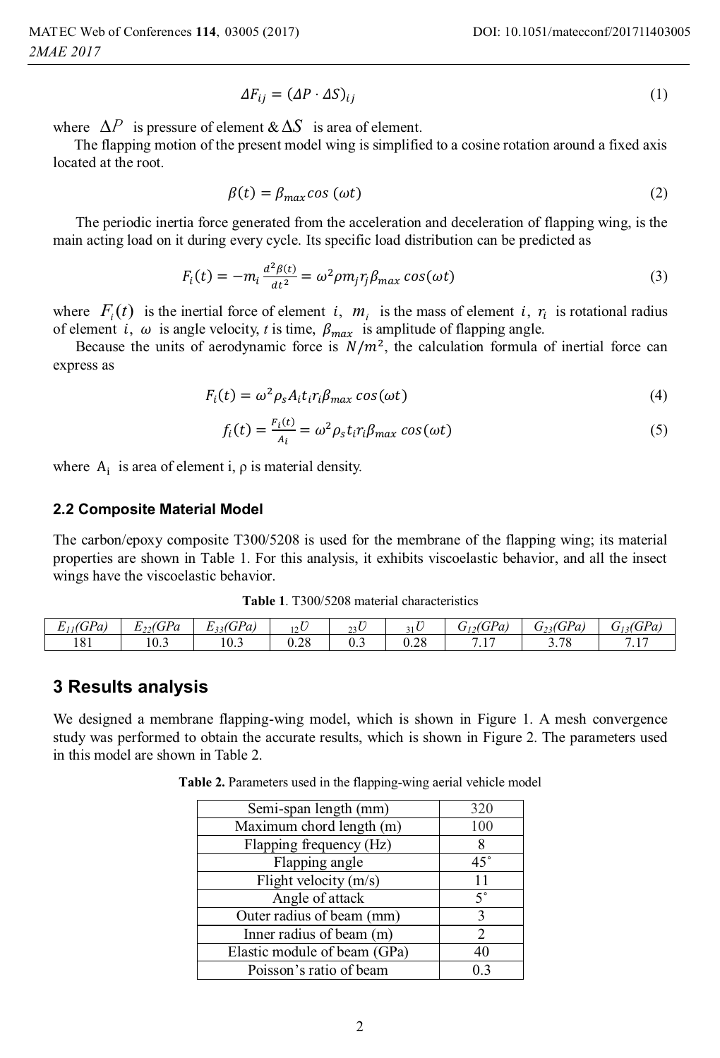$$\Delta F_{ij} = (\Delta P \cdot \Delta S)_{ij} \tag{1}$$

where $\Delta P$ is pressure of element & $\Delta S$ is area of element.

The flapping motion of the present model wing is simplified to a cosine rotation around a fixed axis located at the root.

$$\beta(t) = \beta_{max} cos\,(\omega t) \tag{2}$$

The periodic inertia force generated from the acceleration and deceleration of flapping wing, is the main acting load on it during every cycle. Its specific load distribution can be predicted as

$$F_i(t) = -m_i \frac{d^2\beta(t)}{dt^2} = \omega^2 \rho m_j r_j \beta_{max} cos(\omega t) \tag{3}$$

where $F_i(t)$ is the inertial force of element $i$, $m_i$ is the mass of element $i$, $r_i$ is rotational radius of element $i$, $\omega$ is angle velocity, $t$ is time, $\beta_{max}$ is amplitude of flapping angle.

Because the units of aerodynamic force is $N/m^2$, the calculation formula of inertial force can express as

$$F_i(t) = \omega^2 \rho_s A_i t_i r_i \beta_{max} cos(\omega t) \tag{4}$$

$$f_i(t) = \frac{F_i(t)}{A_i} = \omega^2 \rho_s t_i r_i \beta_{max} cos(\omega t) \tag{5}$$

where $A_i$ is area of element i, $\rho$ is material density.

### 2.2 Composite Material Model

The carbon/epoxy composite T300/5208 is used for the membrane of the flapping wing; its material properties are shown in Table 1. For this analysis, it exhibits viscoelastic behavior, and all the insect wings have the viscoelastic behavior.

**Table 1**. T300/5208 material characteristics

| $E_{11}$(GPa) | $E_{22}$(GPa | $E_{33}$(GPa) | $_{12}\upsilon$ | $_{23}\upsilon$ | $_{31}\upsilon$ | $G_{12}$(GPa) | $G_{23}$(GPa) | $G_{13}$(GPa) |
|---|---|---|---|---|---|---|---|---|
| 181 | 10.3 | 10.3 | 0.28 | 0.3 | 0.28 | 7.17 | 3.78 | 7.17 |

## 3 Results analysis

We designed a membrane flapping-wing model, which is shown in Figure 1. A mesh convergence study was performed to obtain the accurate results, which is shown in Figure 2. The parameters used in this model are shown in Table 2.

**Table 2.** Parameters used in the flapping-wing aerial vehicle model

| Parameter | Value |
|---|---|
| Semi-span length (mm) | 320 |
| Maximum chord length (m) | 100 |
| Flapping frequency (Hz) | 8 |
| Flapping angle | 45˚ |
| Flight velocity (m/s) | 11 |
| Angle of attack | 5˚ |
| Outer radius of beam (mm) | 3 |
| Inner radius of beam (m) | 2 |
| Elastic module of beam (GPa) | 40 |
| Poisson's ratio of beam | 0.3 |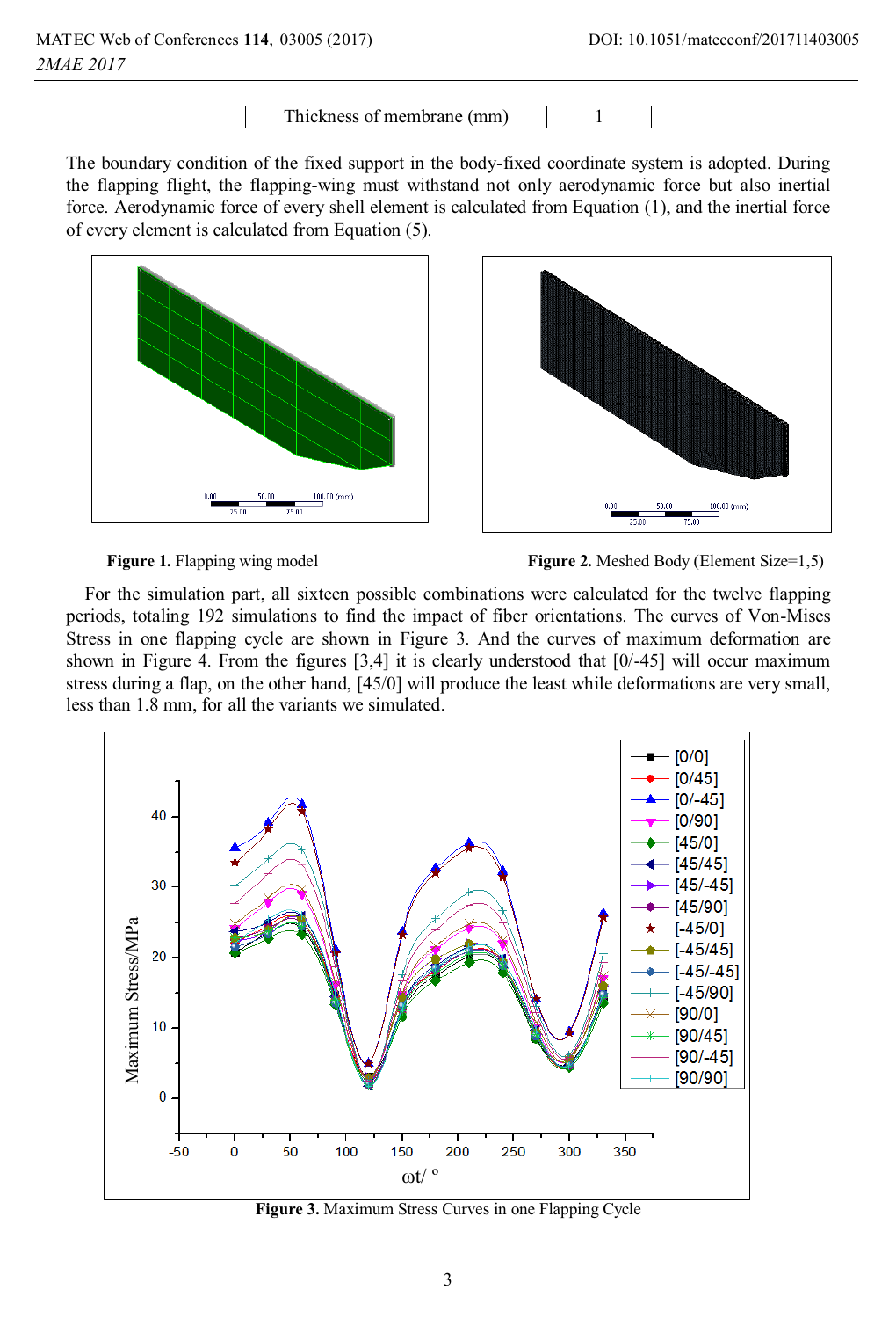| Thickness of membrane (mm) | 1 |
|---|---|

The boundary condition of the fixed support in the body-fixed coordinate system is adopted. During the flapping flight, the flapping-wing must withstand not only aerodynamic force but also inertial force. Aerodynamic force of every shell element is calculated from Equation (1), and the inertial force of every element is calculated from Equation (5).

**Figure 1.** Flapping wing model

**Figure 2.** Meshed Body (Element Size=1,5)

For the simulation part, all sixteen possible combinations were calculated for the twelve flapping periods, totaling 192 simulations to find the impact of fiber orientations. The curves of Von-Mises Stress in one flapping cycle are shown in Figure 3. And the curves of maximum deformation are shown in Figure 4. From the figures [3,4] it is clearly understood that [0/-45] will occur maximum stress during a flap, on the other hand, [45/0] will produce the least while deformations are very small, less than 1.8 mm, for all the variants we simulated.

**Figure 3.** Maximum Stress Curves in one Flapping Cycle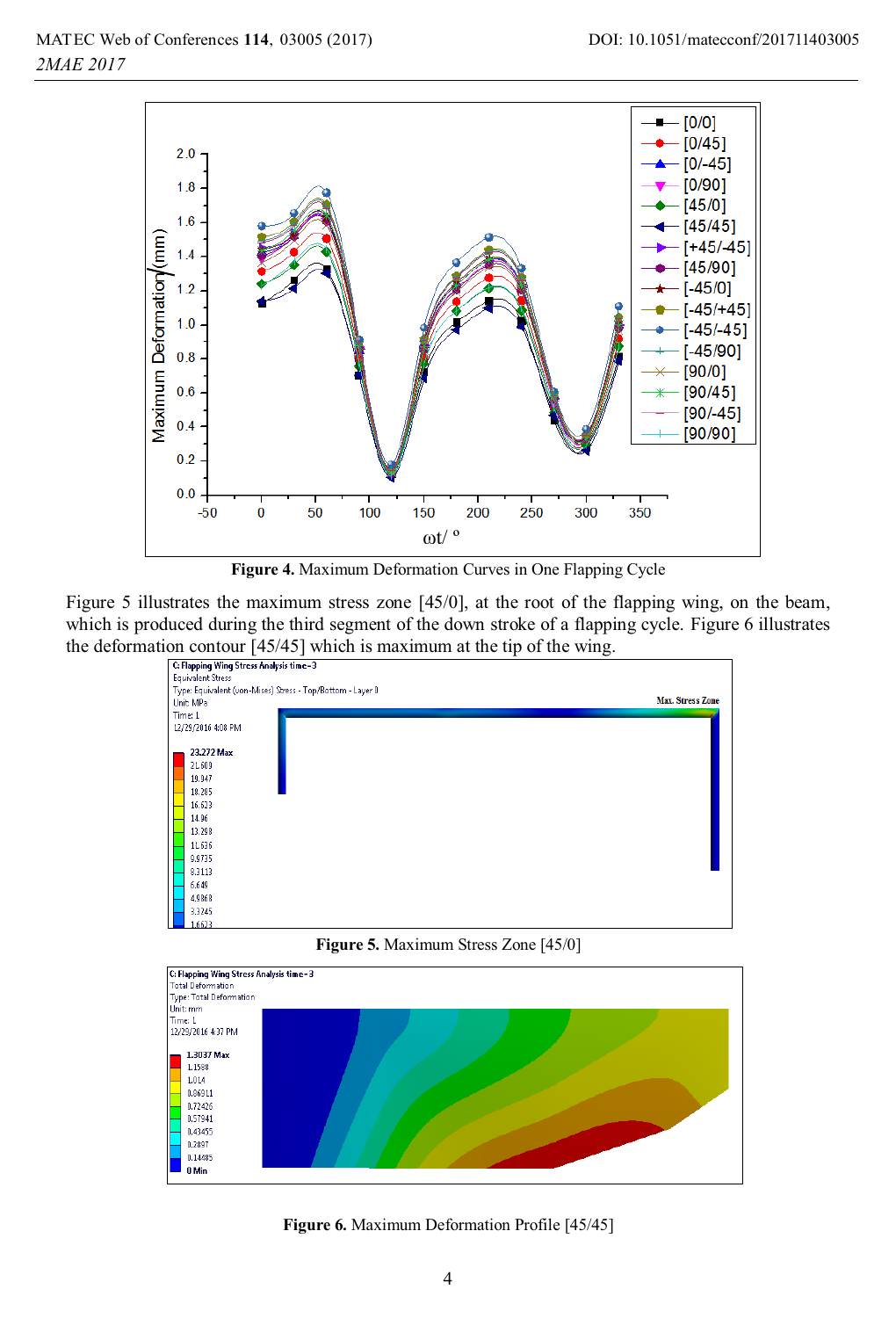**Figure 4.** Maximum Deformation Curves in One Flapping Cycle

Figure 5 illustrates the maximum stress zone [45/0], at the root of the flapping wing, on the beam, which is produced during the third segment of the down stroke of a flapping cycle. Figure 6 illustrates the deformation contour [45/45] which is maximum at the tip of the wing.

**Figure 5.** Maximum Stress Zone [45/0]

**Figure 6.** Maximum Deformation Profile [45/45]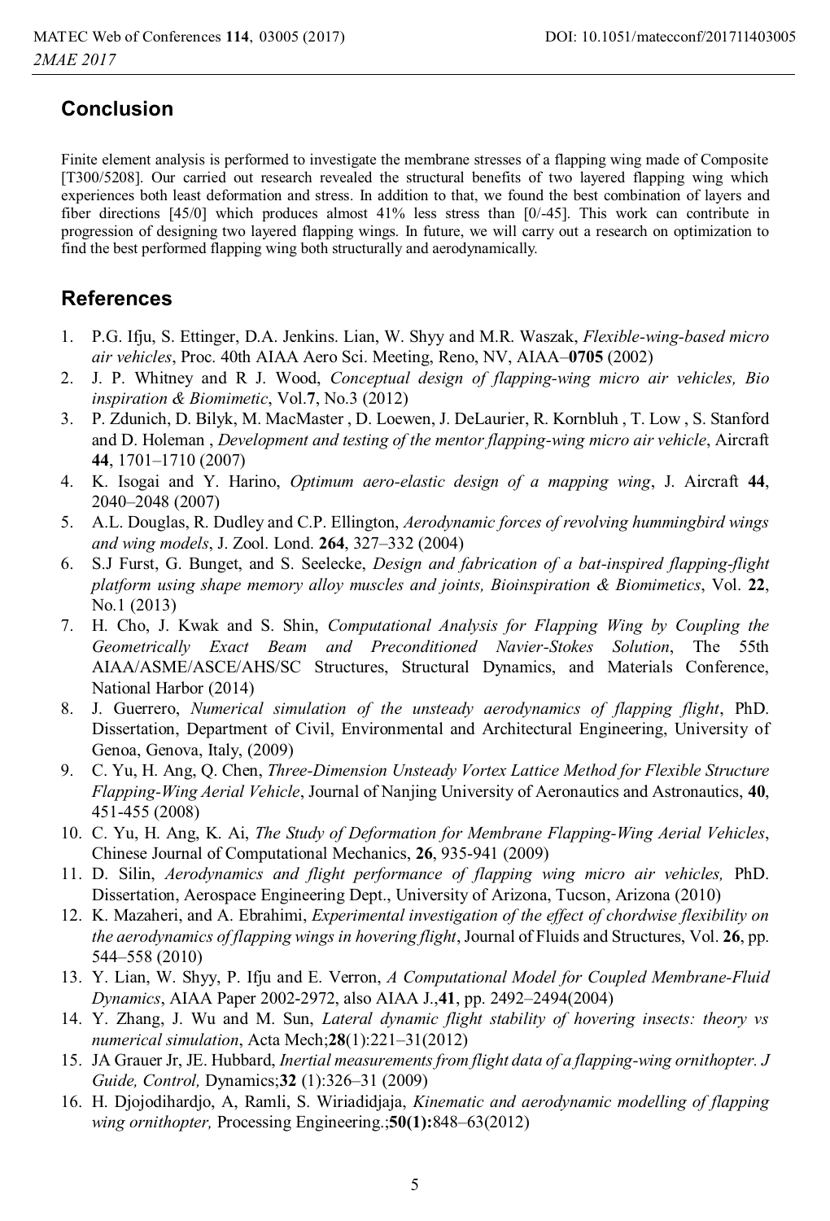## Conclusion

Finite element analysis is performed to investigate the membrane stresses of a flapping wing made of Composite [T300/5208]. Our carried out research revealed the structural benefits of two layered flapping wing which experiences both least deformation and stress. In addition to that, we found the best combination of layers and fiber directions [45/0] which produces almost 41% less stress than [0/-45]. This work can contribute in progression of designing two layered flapping wings. In future, we will carry out a research on optimization to find the best performed flapping wing both structurally and aerodynamically.

## References

1. P.G. Ifju, S. Ettinger, D.A. Jenkins. Lian, W. Shyy and M.R. Waszak, *Flexible-wing-based micro air vehicles*, Proc. 40th AIAA Aero Sci. Meeting, Reno, NV, AIAA–**0705** (2002)
2. J. P. Whitney and R J. Wood, *Conceptual design of flapping-wing micro air vehicles, Bio inspiration & Biomimetic*, Vol.**7**, No.3 (2012)
3. P. Zdunich, D. Bilyk, M. MacMaster , D. Loewen, J. DeLaurier, R. Kornbluh , T. Low , S. Stanford and D. Holeman , *Development and testing of the mentor flapping-wing micro air vehicle*, Aircraft **44**, 1701–1710 (2007)
4. K. Isogai and Y. Harino, *Optimum aero-elastic design of a mapping wing*, J. Aircraft **44**, 2040–2048 (2007)
5. A.L. Douglas, R. Dudley and C.P. Ellington, *Aerodynamic forces of revolving hummingbird wings and wing models*, J. Zool. Lond. **264**, 327–332 (2004)
6. S.J Furst, G. Bunget, and S. Seelecke, *Design and fabrication of a bat-inspired flapping-flight platform using shape memory alloy muscles and joints, Bioinspiration & Biomimetics*, Vol. **22**, No.1 (2013)
7. H. Cho, J. Kwak and S. Shin, *Computational Analysis for Flapping Wing by Coupling the Geometrically Exact Beam and Preconditioned Navier-Stokes Solution*, The 55th AIAA/ASME/ASCE/AHS/SC Structures, Structural Dynamics, and Materials Conference, National Harbor (2014)
8. J. Guerrero, *Numerical simulation of the unsteady aerodynamics of flapping flight*, PhD. Dissertation, Department of Civil, Environmental and Architectural Engineering, University of Genoa, Genova, Italy, (2009)
9. C. Yu, H. Ang, Q. Chen, *Three-Dimension Unsteady Vortex Lattice Method for Flexible Structure Flapping-Wing Aerial Vehicle*, Journal of Nanjing University of Aeronautics and Astronautics, **40**, 451-455 (2008)
10. C. Yu, H. Ang, K. Ai, *The Study of Deformation for Membrane Flapping-Wing Aerial Vehicles*, Chinese Journal of Computational Mechanics, **26**, 935-941 (2009)
11. D. Silin, *Aerodynamics and flight performance of flapping wing micro air vehicles,* PhD. Dissertation, Aerospace Engineering Dept., University of Arizona, Tucson, Arizona (2010)
12. K. Mazaheri, and A. Ebrahimi, *Experimental investigation of the effect of chordwise flexibility on the aerodynamics of flapping wings in hovering flight*, Journal of Fluids and Structures, Vol. **26**, pp. 544–558 (2010)
13. Y. Lian, W. Shyy, P. Ifju and E. Verron, *A Computational Model for Coupled Membrane-Fluid Dynamics*, AIAA Paper 2002-2972, also AIAA J.,**41**, pp. 2492–2494(2004)
14. Y. Zhang, J. Wu and M. Sun, *Lateral dynamic flight stability of hovering insects: theory vs numerical simulation*, Acta Mech;**28**(1):221–31(2012)
15. JA Grauer Jr, JE. Hubbard, *Inertial measurements from flight data of a flapping-wing ornithopter. J Guide, Control,* Dynamics;**32** (1):326–31 (2009)
16. H. Djojodihardjo, A, Ramli, S. Wiriadidjaja, *Kinematic and aerodynamic modelling of flapping wing ornithopter,* Processing Engineering.;**50(1):**848–63(2012)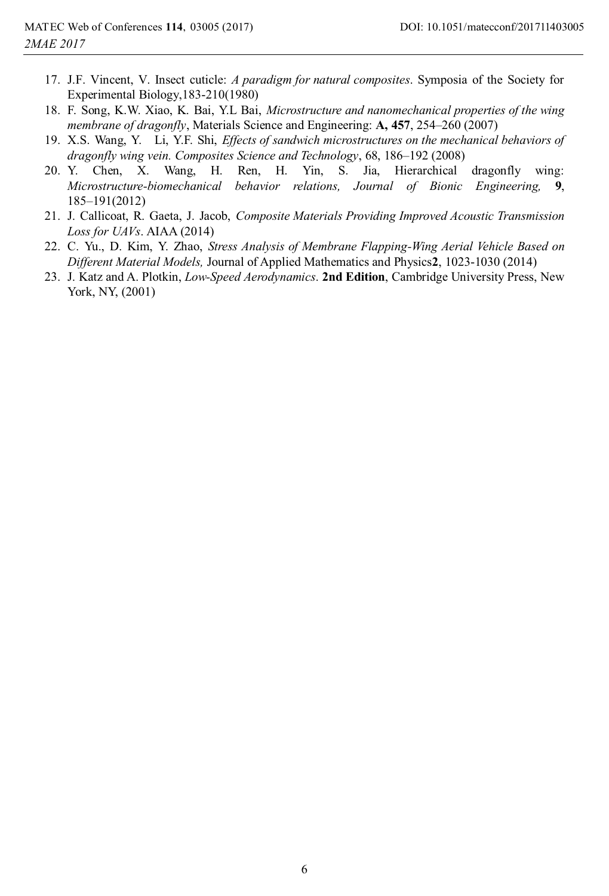17. J.F. Vincent, V. Insect cuticle: *A paradigm for natural composites*. Symposia of the Society for Experimental Biology,183-210(1980)
18. F. Song, K.W. Xiao, K. Bai, Y.L Bai, *Microstructure and nanomechanical properties of the wing membrane of dragonfly*, Materials Science and Engineering: **A, 457**, 254–260 (2007)
19. X.S. Wang, Y. Li, Y.F. Shi, *Effects of sandwich microstructures on the mechanical behaviors of dragonfly wing vein. Composites Science and Technology*, 68, 186–192 (2008)
20. Y. Chen, X. Wang, H. Ren, H. Yin, S. Jia, Hierarchical dragonfly wing: *Microstructure-biomechanical behavior relations, Journal of Bionic Engineering,* **9**, 185–191(2012)
21. J. Callicoat, R. Gaeta, J. Jacob, *Composite Materials Providing Improved Acoustic Transmission Loss for UAVs*. AIAA (2014)
22. C. Yu., D. Kim, Y. Zhao, *Stress Analysis of Membrane Flapping-Wing Aerial Vehicle Based on Different Material Models,* Journal of Applied Mathematics and Physics**2**, 1023-1030 (2014)
23. J. Katz and A. Plotkin, *Low-Speed Aerodynamics*. **2nd Edition**, Cambridge University Press, New York, NY, (2001)